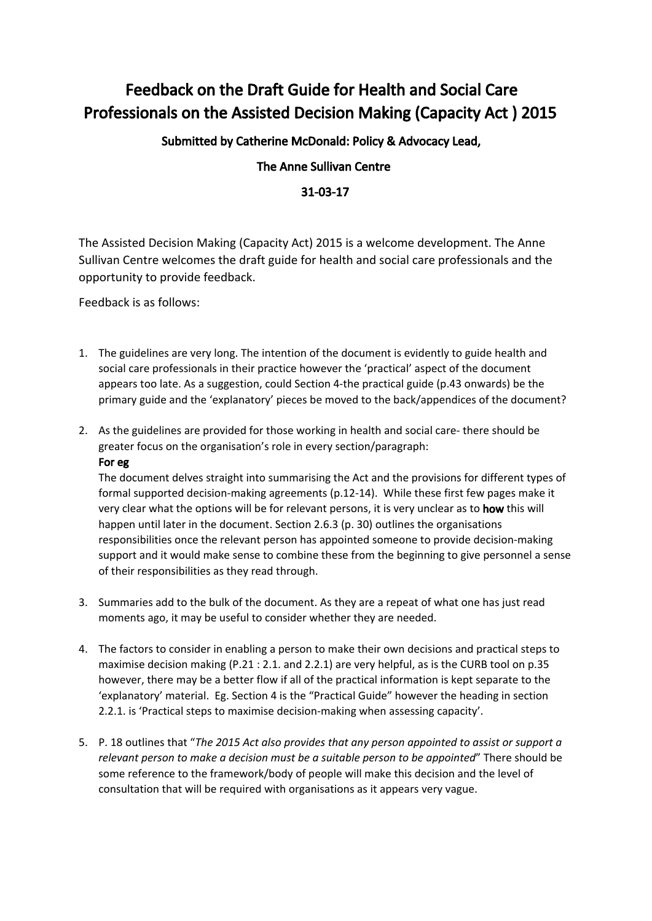# Feedback on the Draft Guide for Health and Social Care Professionals on the Assisted Decision Making (Capacity Act ) 2015

**Submitted by Catherine McDonald: Policy & Advocacy Lead,**

**The Anne Sullivan Centre**

**31-03-17**

The Assisted Decision Making (Capacity Act) 2015 is a welcome development. The Anne Sullivan Centre welcomes the draft guide for health and social care professionals and the opportunity to provide feedback.

Feedback is as follows:

1. The guidelines are very long. The intention of the document is evidently to guide health and social care professionals in their practice however the 'practical' aspect of the document appears too late. As a suggestion, could Section 4-the practical guide (p.43 onwards) be the primary guide and the 'explanatory' pieces be moved to the back/appendices of the document?

2. As the guidelines are provided for those working in health and social care- there should be greater focus on the organisation's role in every section/paragraph:
   **For eg**
   The document delves straight into summarising the Act and the provisions for different types of formal supported decision-making agreements (p.12-14). While these first few pages make it very clear what the options will be for relevant persons, it is very unclear as to **how** this will happen until later in the document. Section 2.6.3 (p. 30) outlines the organisations responsibilities once the relevant person has appointed someone to provide decision-making support and it would make sense to combine these from the beginning to give personnel a sense of their responsibilities as they read through.

3. Summaries add to the bulk of the document. As they are a repeat of what one has just read moments ago, it may be useful to consider whether they are needed.

4. The factors to consider in enabling a person to make their own decisions and practical steps to maximise decision making (P.21 : 2.1. and 2.2.1) are very helpful, as is the CURB tool on p.35 however, there may be a better flow if all of the practical information is kept separate to the 'explanatory' material. Eg. Section 4 is the "Practical Guide" however the heading in section 2.2.1. is 'Practical steps to maximise decision-making when assessing capacity'.

5. P. 18 outlines that "*The 2015 Act also provides that any person appointed to assist or support a relevant person to make a decision must be a suitable person to be appointed*" There should be some reference to the framework/body of people will make this decision and the level of consultation that will be required with organisations as it appears very vague.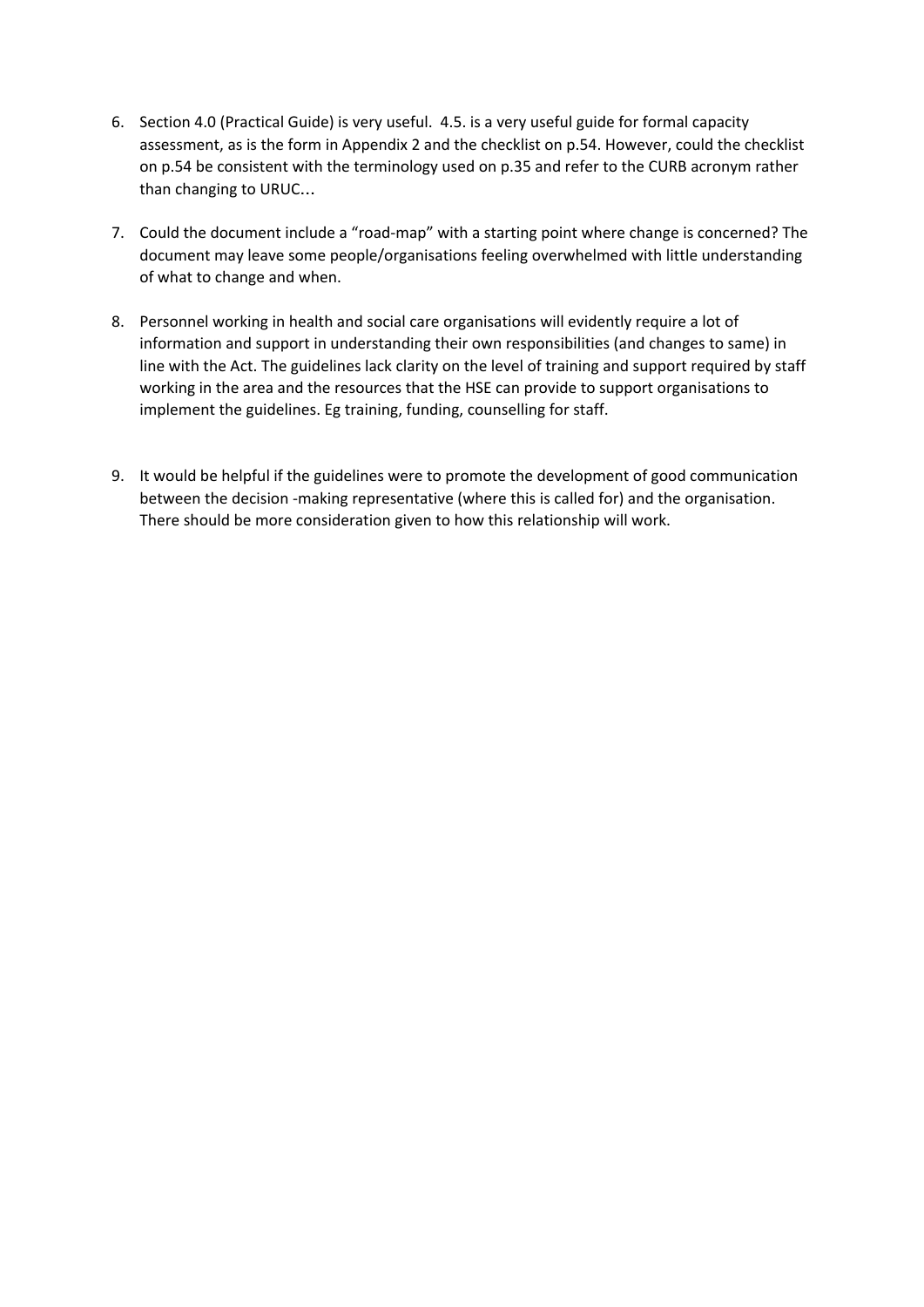6. Section 4.0 (Practical Guide) is very useful. 4.5. is a very useful guide for formal capacity assessment, as is the form in Appendix 2 and the checklist on p.54. However, could the checklist on p.54 be consistent with the terminology used on p.35 and refer to the CURB acronym rather than changing to URUC…

7. Could the document include a "road-map" with a starting point where change is concerned? The document may leave some people/organisations feeling overwhelmed with little understanding of what to change and when.

8. Personnel working in health and social care organisations will evidently require a lot of information and support in understanding their own responsibilities (and changes to same) in line with the Act. The guidelines lack clarity on the level of training and support required by staff working in the area and the resources that the HSE can provide to support organisations to implement the guidelines. Eg training, funding, counselling for staff.

9. It would be helpful if the guidelines were to promote the development of good communication between the decision -making representative (where this is called for) and the organisation. There should be more consideration given to how this relationship will work.